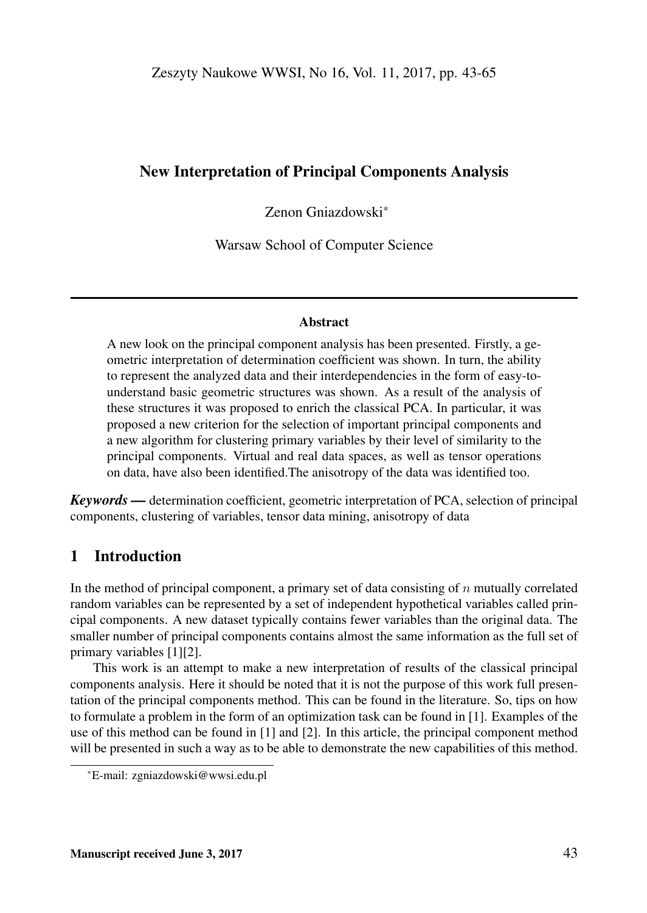# New Interpretation of Principal Components Analysis

Zenon Gniazdowski*

Warsaw School of Computer Science

## Abstract

A new look on the principal component analysis has been presented. Firstly, a geometric interpretation of determination coefficient was shown. In turn, the ability to represent the analyzed data and their interdependencies in the form of easy-to-understand basic geometric structures was shown. As a result of the analysis of these structures it was proposed to enrich the classical PCA. In particular, it was proposed a new criterion for the selection of important principal components and a new algorithm for clustering primary variables by their level of similarity to the principal components. Virtual and real data spaces, as well as tensor operations on data, have also been identified.The anisotropy of the data was identified too.

***Keywords —*** determination coefficient, geometric interpretation of PCA, selection of principal components, clustering of variables, tensor data mining, anisotropy of data

## 1 Introduction

In the method of principal component, a primary set of data consisting of $n$ mutually correlated random variables can be represented by a set of independent hypothetical variables called principal components. A new dataset typically contains fewer variables than the original data. The smaller number of principal components contains almost the same information as the full set of primary variables [1][2].

This work is an attempt to make a new interpretation of results of the classical principal components analysis. Here it should be noted that it is not the purpose of this work full presentation of the principal components method. This can be found in the literature. So, tips on how to formulate a problem in the form of an optimization task can be found in [1]. Examples of the use of this method can be found in [1] and [2]. In this article, the principal component method will be presented in such a way as to be able to demonstrate the new capabilities of this method.

*E-mail: zgniazdowski@wwsi.edu.pl

**Manuscript received June 3, 2017**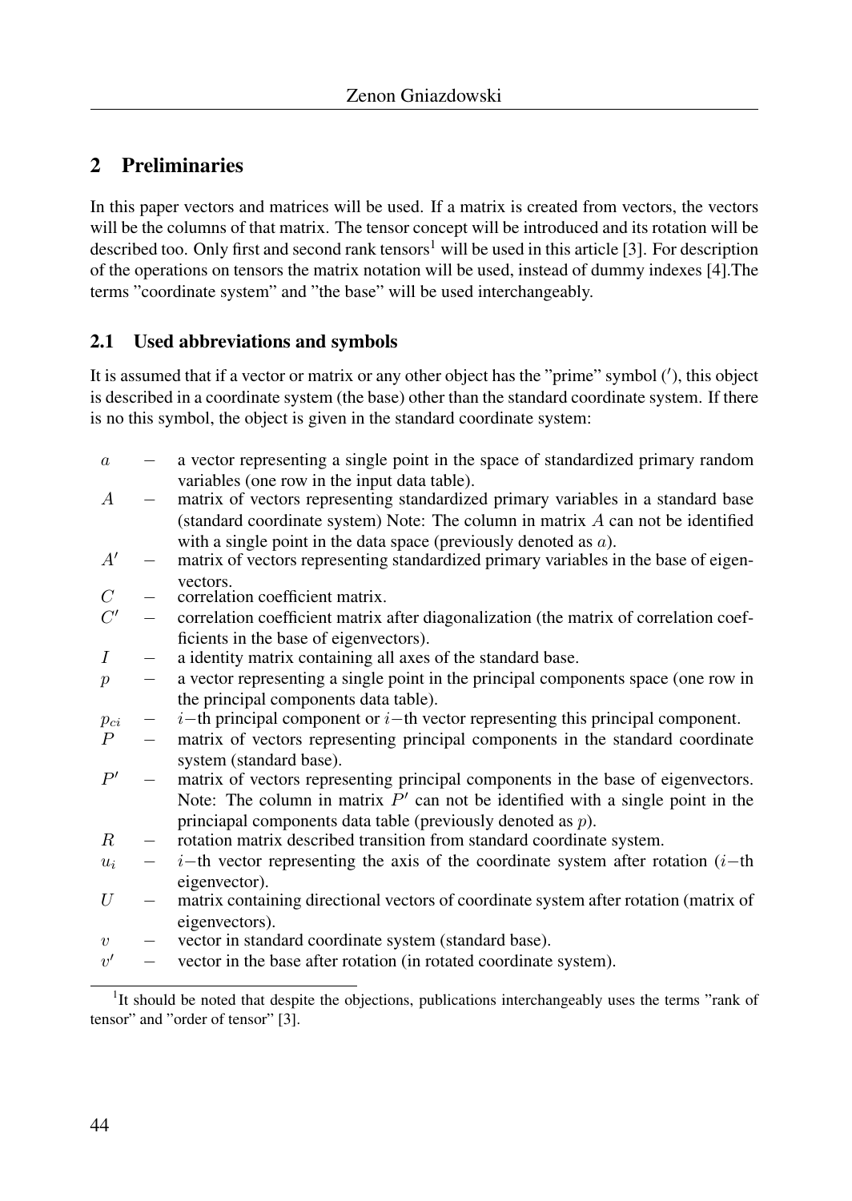## 2 Preliminaries

In this paper vectors and matrices will be used. If a matrix is created from vectors, the vectors will be the columns of that matrix. The tensor concept will be introduced and its rotation will be described too. Only first and second rank tensors[1] will be used in this article [3]. For description of the operations on tensors the matrix notation will be used, instead of dummy indexes [4].The terms "coordinate system" and "the base" will be used interchangeably.

### 2.1 Used abbreviations and symbols

It is assumed that if a vector or matrix or any other object has the "prime" symbol ($'$), this object is described in a coordinate system (the base) other than the standard coordinate system. If there is no this symbol, the object is given in the standard coordinate system:

- $a$ – a vector representing a single point in the space of standardized primary random variables (one row in the input data table).
- $A$ – matrix of vectors representing standardized primary variables in a standard base (standard coordinate system) Note: The column in matrix $A$ can not be identified with a single point in the data space (previously denoted as $a$).
- $A'$ – matrix of vectors representing standardized primary variables in the base of eigenvectors.
- $C$ – correlation coefficient matrix.
- $C'$ – correlation coefficient matrix after diagonalization (the matrix of correlation coefficients in the base of eigenvectors).
- $I$ – a identity matrix containing all axes of the standard base.
- $p$ – a vector representing a single point in the principal components space (one row in the principal components data table).
- $p_{ci}$ – $i-$th principal component or $i-$th vector representing this principal component.
- $P$ – matrix of vectors representing principal components in the standard coordinate system (standard base).
- $P'$ – matrix of vectors representing principal components in the base of eigenvectors. Note: The column in matrix $P'$ can not be identified with a single point in the princiapal components data table (previously denoted as $p$).
- $R$ – rotation matrix described transition from standard coordinate system.
- $u_i$ – $i-$th vector representing the axis of the coordinate system after rotation ($i-$th eigenvector).
- $U$ – matrix containing directional vectors of coordinate system after rotation (matrix of eigenvectors).
- $v$ – vector in standard coordinate system (standard base).
- $v'$ – vector in the base after rotation (in rotated coordinate system).

[1] It should be noted that despite the objections, publications interchangeably uses the terms "rank of tensor" and "order of tensor" [3].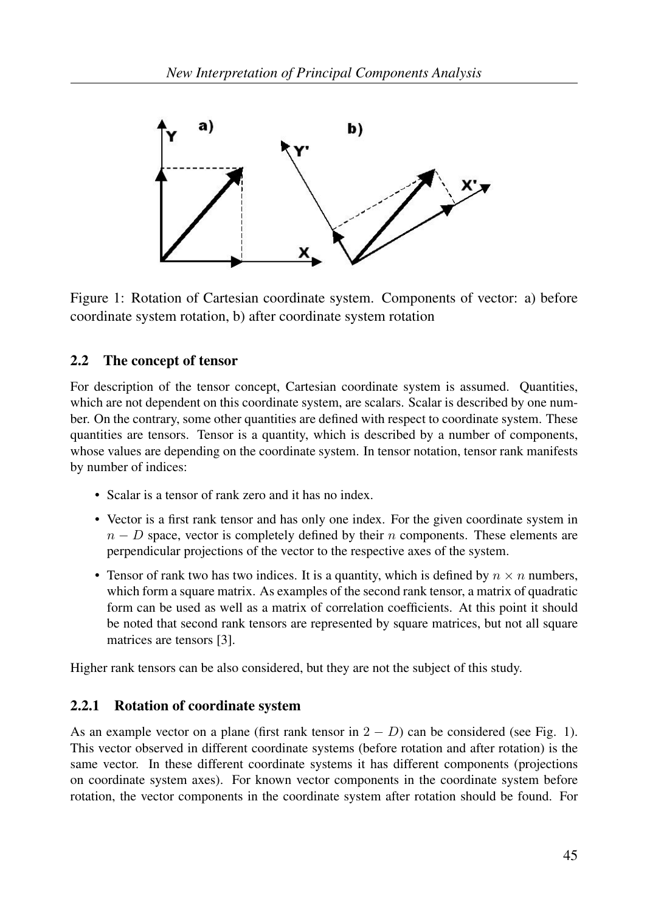Figure 1: Rotation of Cartesian coordinate system. Components of vector: a) before coordinate system rotation, b) after coordinate system rotation

### 2.2 The concept of tensor

For description of the tensor concept, Cartesian coordinate system is assumed. Quantities, which are not dependent on this coordinate system, are scalars. Scalar is described by one number. On the contrary, some other quantities are defined with respect to coordinate system. These quantities are tensors. Tensor is a quantity, which is described by a number of components, whose values are depending on the coordinate system. In tensor notation, tensor rank manifests by number of indices:

- Scalar is a tensor of rank zero and it has no index.
- Vector is a first rank tensor and has only one index. For the given coordinate system in $n - D$ space, vector is completely defined by their $n$ components. These elements are perpendicular projections of the vector to the respective axes of the system.
- Tensor of rank two has two indices. It is a quantity, which is defined by $n \times n$ numbers, which form a square matrix. As examples of the second rank tensor, a matrix of quadratic form can be used as well as a matrix of correlation coefficients. At this point it should be noted that second rank tensors are represented by square matrices, but not all square matrices are tensors [3].

Higher rank tensors can be also considered, but they are not the subject of this study.

#### 2.2.1 Rotation of coordinate system

As an example vector on a plane (first rank tensor in $2 - D$) can be considered (see Fig. 1). This vector observed in different coordinate systems (before rotation and after rotation) is the same vector. In these different coordinate systems it has different components (projections on coordinate system axes). For known vector components in the coordinate system before rotation, the vector components in the coordinate system after rotation should be found. For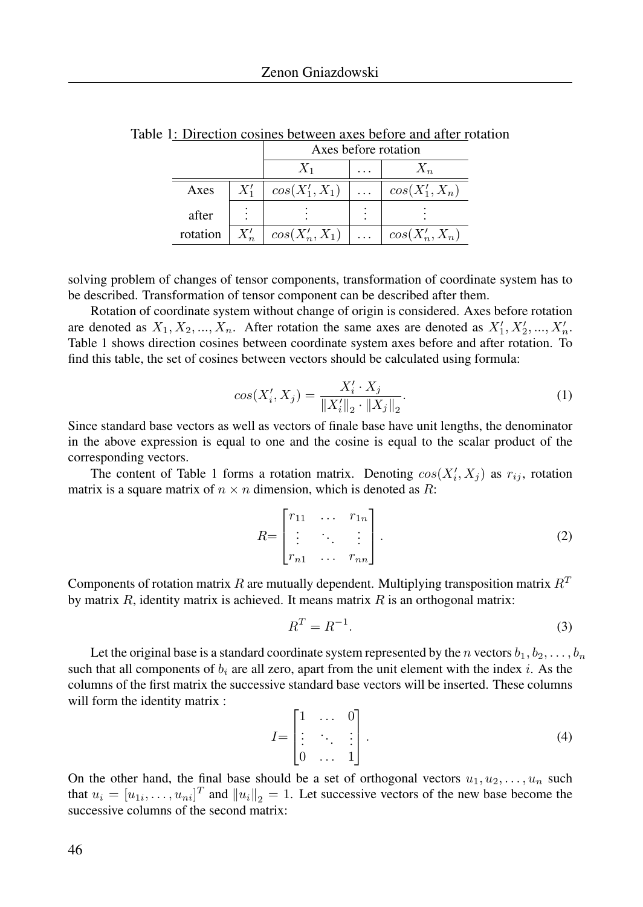Table 1: Direction cosines between axes before and after rotation

| | | Axes before rotation | | |
|---|---|---|---|---|
| | | $X_1$ | $\ldots$ | $X_n$ |
| Axes | $X'_1$ | $cos(X'_1, X_1)$ | $\ldots$ | $cos(X'_1, X_n)$ |
| after | $\vdots$ | $\vdots$ | $\vdots$ | $\vdots$ |
| rotation | $X'_n$ | $cos(X'_n, X_1)$ | $\ldots$ | $cos(X'_n, X_n)$ |

solving problem of changes of tensor components, transformation of coordinate system has to be described. Transformation of tensor component can be described after them.

Rotation of coordinate system without change of origin is considered. Axes before rotation are denoted as $X_1, X_2, ..., X_n$. After rotation the same axes are denoted as $X'_1, X'_2, ..., X'_n$. Table 1 shows direction cosines between coordinate system axes before and after rotation. To find this table, the set of cosines between vectors should be calculated using formula:

$$cos(X'_i, X_j) = \frac{X'_i \cdot X_j}{\|X'_i\|_2 \cdot \|X_j\|_2}. \tag{1}$$

Since standard base vectors as well as vectors of finale base have unit lengths, the denominator in the above expression is equal to one and the cosine is equal to the scalar product of the corresponding vectors.

The content of Table 1 forms a rotation matrix. Denoting $cos(X'_i, X_j)$ as $r_{ij}$, rotation matrix is a square matrix of $n \times n$ dimension, which is denoted as $R$:

$$R = \begin{bmatrix} r_{11} & \ldots & r_{1n} \\ \vdots & \ddots & \vdots \\ r_{n1} & \ldots & r_{nn} \end{bmatrix}. \tag{2}$$

Components of rotation matrix $R$ are mutually dependent. Multiplying transposition matrix $R^T$ by matrix $R$, identity matrix is achieved. It means matrix $R$ is an orthogonal matrix:

$$R^T = R^{-1}. \tag{3}$$

Let the original base is a standard coordinate system represented by the $n$ vectors $b_1, b_2, \ldots, b_n$ such that all components of $b_i$ are all zero, apart from the unit element with the index $i$. As the columns of the first matrix the successive standard base vectors will be inserted. These columns will form the identity matrix :

$$I = \begin{bmatrix} 1 & \ldots & 0 \\ \vdots & \ddots & \vdots \\ 0 & \ldots & 1 \end{bmatrix}. \tag{4}$$

On the other hand, the final base should be a set of orthogonal vectors $u_1, u_2, \ldots, u_n$ such that $u_i = [u_{1i}, \ldots, u_{ni}]^T$ and $\|u_i\|_2 = 1$. Let successive vectors of the new base become the successive columns of the second matrix: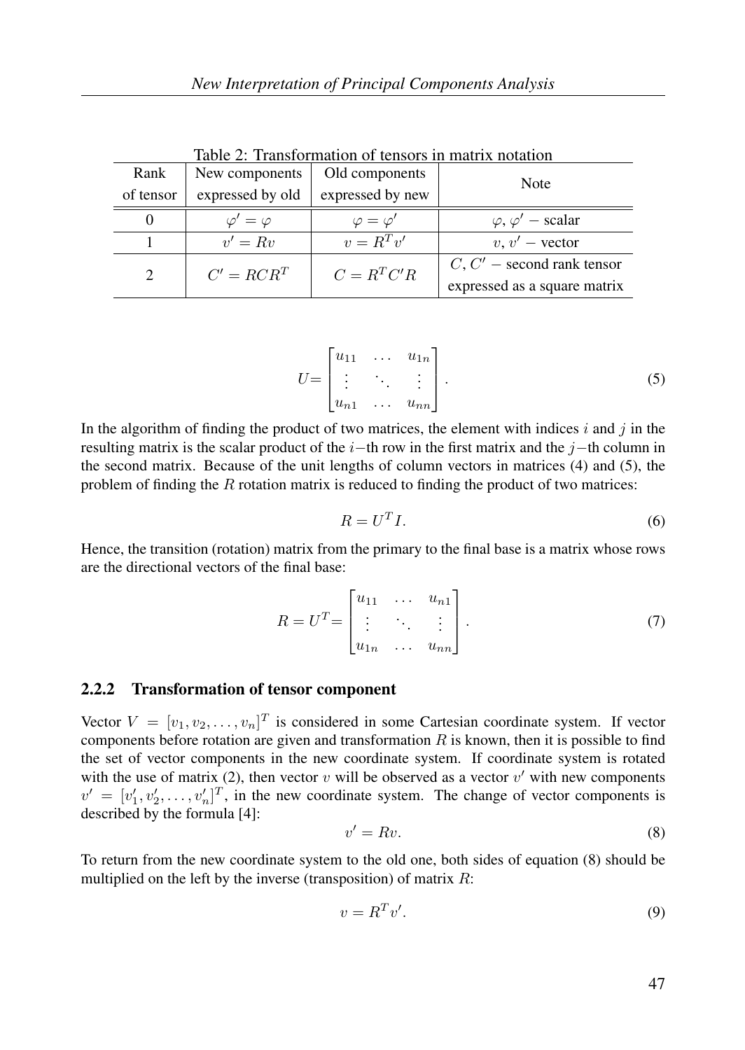Table 2: Transformation of tensors in matrix notation

| Rank of tensor | New components expressed by old | Old components expressed by new | Note |
|---|---|---|---|
| 0 | $\varphi' = \varphi$ | $\varphi = \varphi'$ | $\varphi$, $\varphi'$ − scalar |
| 1 | $v' = Rv$ | $v = R^T v'$ | $v$, $v'$ − vector |
| 2 | $C' = RCR^T$ | $C = R^T C' R$ | $C$, $C'$ − second rank tensor expressed as a square matrix |

$$U = \begin{bmatrix} u_{11} & \dots & u_{1n} \\ \vdots & \ddots & \vdots \\ u_{n1} & \dots & u_{nn} \end{bmatrix}. \tag{5}$$

In the algorithm of finding the product of two matrices, the element with indices $i$ and $j$ in the resulting matrix is the scalar product of the $i-$th row in the first matrix and the $j-$th column in the second matrix. Because of the unit lengths of column vectors in matrices (4) and (5), the problem of finding the $R$ rotation matrix is reduced to finding the product of two matrices:

$$R = U^T I. \tag{6}$$

Hence, the transition (rotation) matrix from the primary to the final base is a matrix whose rows are the directional vectors of the final base:

$$R = U^T = \begin{bmatrix} u_{11} & \dots & u_{n1} \\ \vdots & \ddots & \vdots \\ u_{1n} & \dots & u_{nn} \end{bmatrix}. \tag{7}$$

### 2.2.2 Transformation of tensor component

Vector $V = [v_1, v_2, \dots, v_n]^T$ is considered in some Cartesian coordinate system. If vector components before rotation are given and transformation $R$ is known, then it is possible to find the set of vector components in the new coordinate system. If coordinate system is rotated with the use of matrix (2), then vector $v$ will be observed as a vector $v'$ with new components $v' = [v'_1, v'_2, \dots, v'_n]^T$, in the new coordinate system. The change of vector components is described by the formula [4]:

$$v' = Rv. \tag{8}$$

To return from the new coordinate system to the old one, both sides of equation (8) should be multiplied on the left by the inverse (transposition) of matrix $R$:

$$v = R^T v'. \tag{9}$$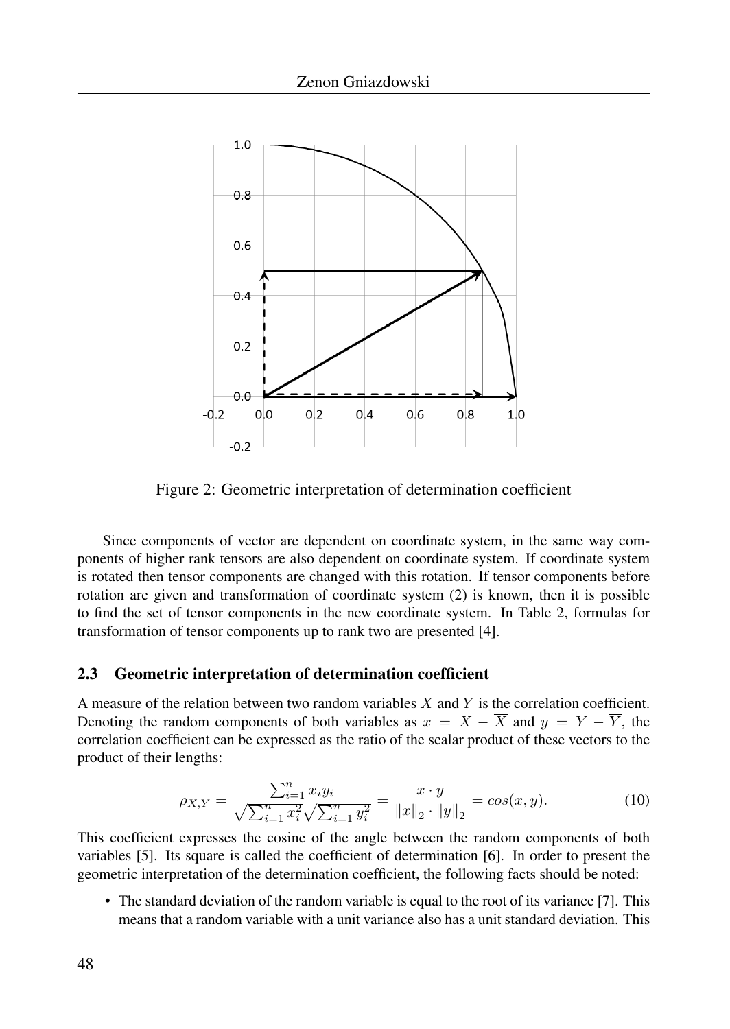Figure 2: Geometric interpretation of determination coefficient

Since components of vector are dependent on coordinate system, in the same way components of higher rank tensors are also dependent on coordinate system. If coordinate system is rotated then tensor components are changed with this rotation. If tensor components before rotation are given and transformation of coordinate system (2) is known, then it is possible to find the set of tensor components in the new coordinate system. In Table 2, formulas for transformation of tensor components up to rank two are presented [4].

### 2.3 Geometric interpretation of determination coefficient

A measure of the relation between two random variables $X$ and $Y$ is the correlation coefficient. Denoting the random components of both variables as $x = X - \overline{X}$ and $y = Y - \overline{Y}$, the correlation coefficient can be expressed as the ratio of the scalar product of these vectors to the product of their lengths:

$$\rho_{X,Y} = \frac{\sum_{i=1}^{n} x_i y_i}{\sqrt{\sum_{i=1}^{n} x_i^2}\sqrt{\sum_{i=1}^{n} y_i^2}} = \frac{x \cdot y}{\|x\|_2 \cdot \|y\|_2} = cos(x, y). \tag{10}$$

This coefficient expresses the cosine of the angle between the random components of both variables [5]. Its square is called the coefficient of determination [6]. In order to present the geometric interpretation of the determination coefficient, the following facts should be noted:

- The standard deviation of the random variable is equal to the root of its variance [7]. This means that a random variable with a unit variance also has a unit standard deviation. This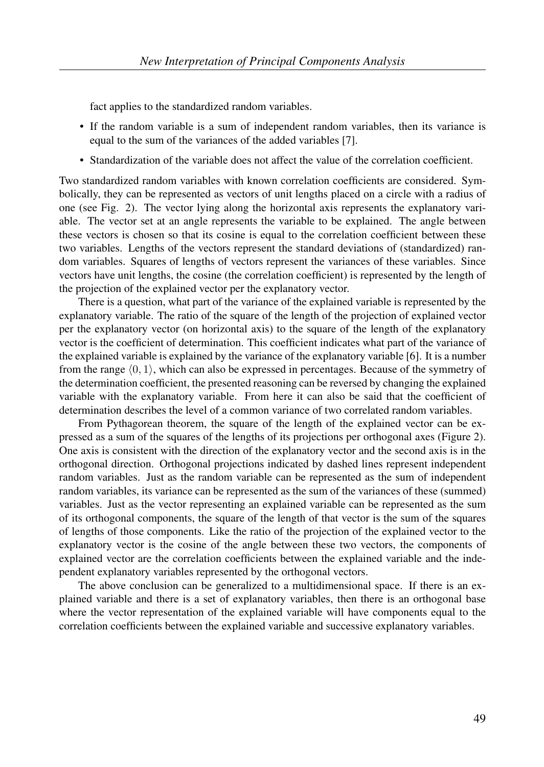fact applies to the standardized random variables.

- If the random variable is a sum of independent random variables, then its variance is equal to the sum of the variances of the added variables [7].
- Standardization of the variable does not affect the value of the correlation coefficient.

Two standardized random variables with known correlation coefficients are considered. Symbolically, they can be represented as vectors of unit lengths placed on a circle with a radius of one (see Fig. 2). The vector lying along the horizontal axis represents the explanatory variable. The vector set at an angle represents the variable to be explained. The angle between these vectors is chosen so that its cosine is equal to the correlation coefficient between these two variables. Lengths of the vectors represent the standard deviations of (standardized) random variables. Squares of lengths of vectors represent the variances of these variables. Since vectors have unit lengths, the cosine (the correlation coefficient) is represented by the length of the projection of the explained vector per the explanatory vector.

There is a question, what part of the variance of the explained variable is represented by the explanatory variable. The ratio of the square of the length of the projection of explained vector per the explanatory vector (on horizontal axis) to the square of the length of the explanatory vector is the coefficient of determination. This coefficient indicates what part of the variance of the explained variable is explained by the variance of the explanatory variable [6]. It is a number from the range $\langle 0, 1 \rangle$, which can also be expressed in percentages. Because of the symmetry of the determination coefficient, the presented reasoning can be reversed by changing the explained variable with the explanatory variable. From here it can also be said that the coefficient of determination describes the level of a common variance of two correlated random variables.

From Pythagorean theorem, the square of the length of the explained vector can be expressed as a sum of the squares of the lengths of its projections per orthogonal axes (Figure 2). One axis is consistent with the direction of the explanatory vector and the second axis is in the orthogonal direction. Orthogonal projections indicated by dashed lines represent independent random variables. Just as the random variable can be represented as the sum of independent random variables, its variance can be represented as the sum of the variances of these (summed) variables. Just as the vector representing an explained variable can be represented as the sum of its orthogonal components, the square of the length of that vector is the sum of the squares of lengths of those components. Like the ratio of the projection of the explained vector to the explanatory vector is the cosine of the angle between these two vectors, the components of explained vector are the correlation coefficients between the explained variable and the independent explanatory variables represented by the orthogonal vectors.

The above conclusion can be generalized to a multidimensional space. If there is an explained variable and there is a set of explanatory variables, then there is an orthogonal base where the vector representation of the explained variable will have components equal to the correlation coefficients between the explained variable and successive explanatory variables.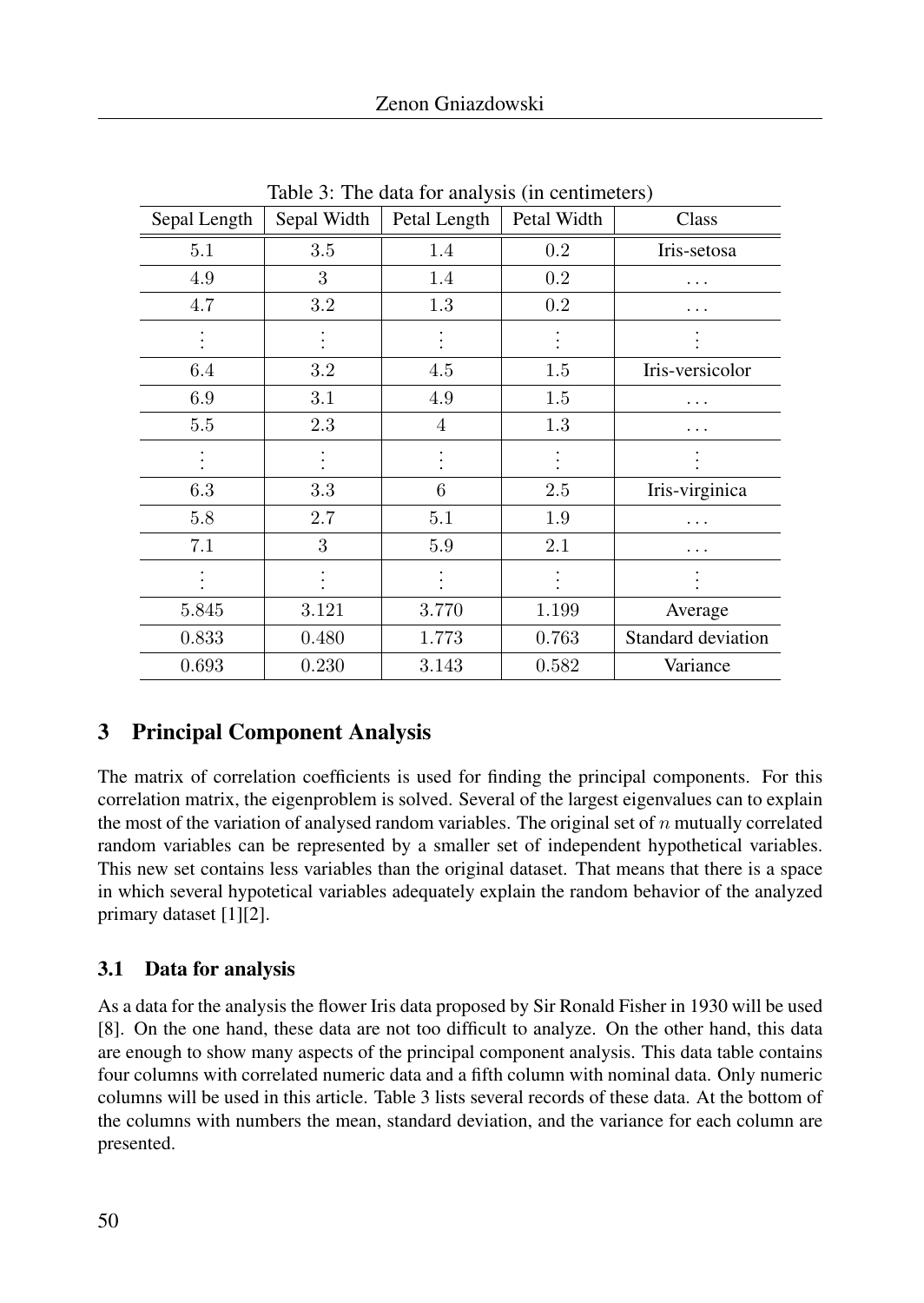Table 3: The data for analysis (in centimeters)

| Sepal Length | Sepal Width | Petal Length | Petal Width | Class |
|---|---|---|---|---|
| 5.1 | 3.5 | 1.4 | 0.2 | Iris-setosa |
| 4.9 | 3 | 1.4 | 0.2 | ... |
| 4.7 | 3.2 | 1.3 | 0.2 | ... |
| ⋮ | ⋮ | ⋮ | ⋮ | ⋮ |
| 6.4 | 3.2 | 4.5 | 1.5 | Iris-versicolor |
| 6.9 | 3.1 | 4.9 | 1.5 | ... |
| 5.5 | 2.3 | 4 | 1.3 | ... |
| ⋮ | ⋮ | ⋮ | ⋮ | ⋮ |
| 6.3 | 3.3 | 6 | 2.5 | Iris-virginica |
| 5.8 | 2.7 | 5.1 | 1.9 | ... |
| 7.1 | 3 | 5.9 | 2.1 | ... |
| ⋮ | ⋮ | ⋮ | ⋮ | ⋮ |
| 5.845 | 3.121 | 3.770 | 1.199 | Average |
| 0.833 | 0.480 | 1.773 | 0.763 | Standard deviation |
| 0.693 | 0.230 | 3.143 | 0.582 | Variance |

## 3 Principal Component Analysis

The matrix of correlation coefficients is used for finding the principal components. For this correlation matrix, the eigenproblem is solved. Several of the largest eigenvalues can to explain the most of the variation of analysed random variables. The original set of $n$ mutually correlated random variables can be represented by a smaller set of independent hypothetical variables. This new set contains less variables than the original dataset. That means that there is a space in which several hypotetical variables adequately explain the random behavior of the analyzed primary dataset [1][2].

### 3.1 Data for analysis

As a data for the analysis the flower Iris data proposed by Sir Ronald Fisher in 1930 will be used [8]. On the one hand, these data are not too difficult to analyze. On the other hand, this data are enough to show many aspects of the principal component analysis. This data table contains four columns with correlated numeric data and a fifth column with nominal data. Only numeric columns will be used in this article. Table 3 lists several records of these data. At the bottom of the columns with numbers the mean, standard deviation, and the variance for each column are presented.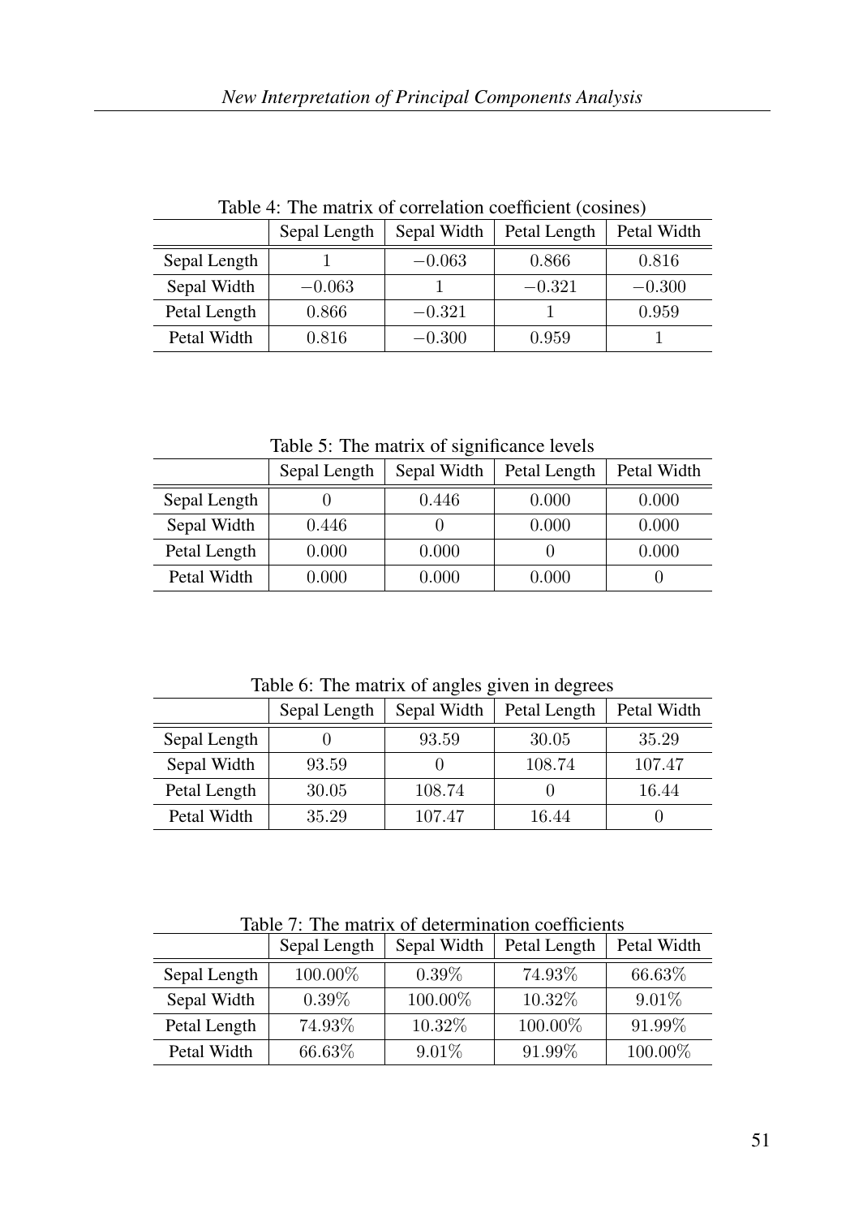Table 4: The matrix of correlation coefficient (cosines)

| | Sepal Length | Sepal Width | Petal Length | Petal Width |
|---|---|---|---|---|
| Sepal Length | $1$ | $-0.063$ | $0.866$ | $0.816$ |
| Sepal Width | $-0.063$ | $1$ | $-0.321$ | $-0.300$ |
| Petal Length | $0.866$ | $-0.321$ | $1$ | $0.959$ |
| Petal Width | $0.816$ | $-0.300$ | $0.959$ | $1$ |

Table 5: The matrix of significance levels

| | Sepal Length | Sepal Width | Petal Length | Petal Width |
|---|---|---|---|---|
| Sepal Length | $0$ | $0.446$ | $0.000$ | $0.000$ |
| Sepal Width | $0.446$ | $0$ | $0.000$ | $0.000$ |
| Petal Length | $0.000$ | $0.000$ | $0$ | $0.000$ |
| Petal Width | $0.000$ | $0.000$ | $0.000$ | $0$ |

Table 6: The matrix of angles given in degrees

| | Sepal Length | Sepal Width | Petal Length | Petal Width |
|---|---|---|---|---|
| Sepal Length | $0$ | $93.59$ | $30.05$ | $35.29$ |
| Sepal Width | $93.59$ | $0$ | $108.74$ | $107.47$ |
| Petal Length | $30.05$ | $108.74$ | $0$ | $16.44$ |
| Petal Width | $35.29$ | $107.47$ | $16.44$ | $0$ |

Table 7: The matrix of determination coefficients

| | Sepal Length | Sepal Width | Petal Length | Petal Width |
|---|---|---|---|---|
| Sepal Length | $100.00\%$ | $0.39\%$ | $74.93\%$ | $66.63\%$ |
| Sepal Width | $0.39\%$ | $100.00\%$ | $10.32\%$ | $9.01\%$ |
| Petal Length | $74.93\%$ | $10.32\%$ | $100.00\%$ | $91.99\%$ |
| Petal Width | $66.63\%$ | $9.01\%$ | $91.99\%$ | $100.00\%$ |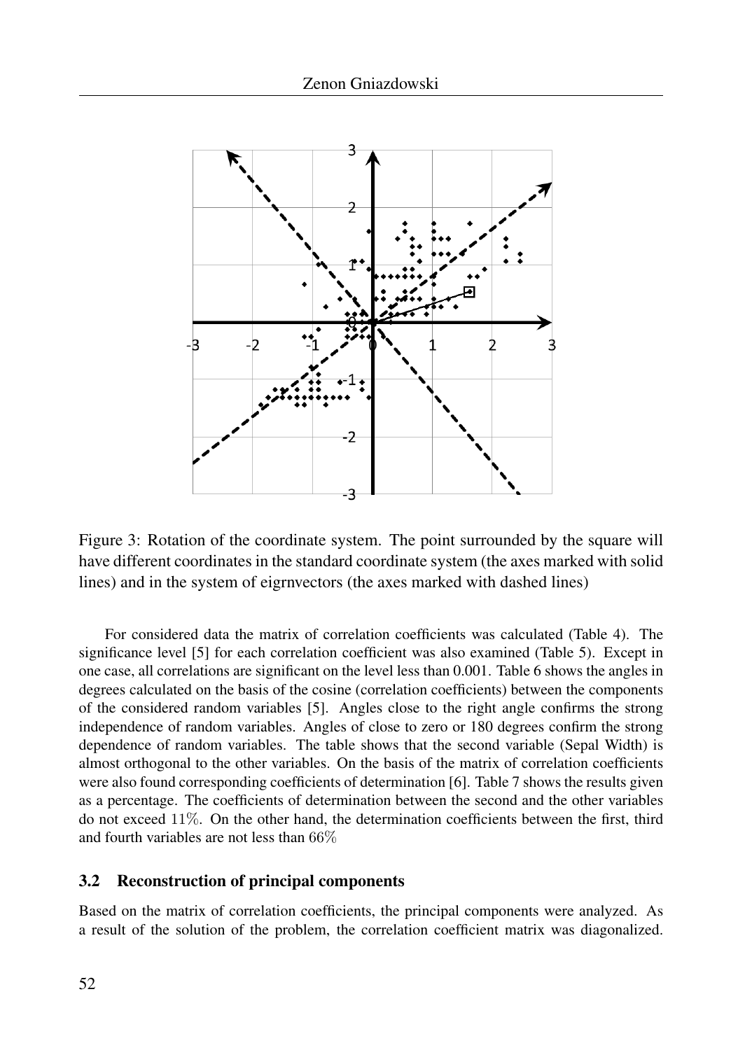Figure 3: Rotation of the coordinate system. The point surrounded by the square will have different coordinates in the standard coordinate system (the axes marked with solid lines) and in the system of eigrnvectors (the axes marked with dashed lines)

For considered data the matrix of correlation coefficients was calculated (Table 4). The significance level [5] for each correlation coefficient was also examined (Table 5). Except in one case, all correlations are significant on the level less than 0.001. Table 6 shows the angles in degrees calculated on the basis of the cosine (correlation coefficients) between the components of the considered random variables [5]. Angles close to the right angle confirms the strong independence of random variables. Angles of close to zero or 180 degrees confirm the strong dependence of random variables. The table shows that the second variable (Sepal Width) is almost orthogonal to the other variables. On the basis of the matrix of correlation coefficients were also found corresponding coefficients of determination [6]. Table 7 shows the results given as a percentage. The coefficients of determination between the second and the other variables do not exceed $11\%$. On the other hand, the determination coefficients between the first, third and fourth variables are not less than $66\%$

### 3.2 Reconstruction of principal components

Based on the matrix of correlation coefficients, the principal components were analyzed. As a result of the solution of the problem, the correlation coefficient matrix was diagonalized.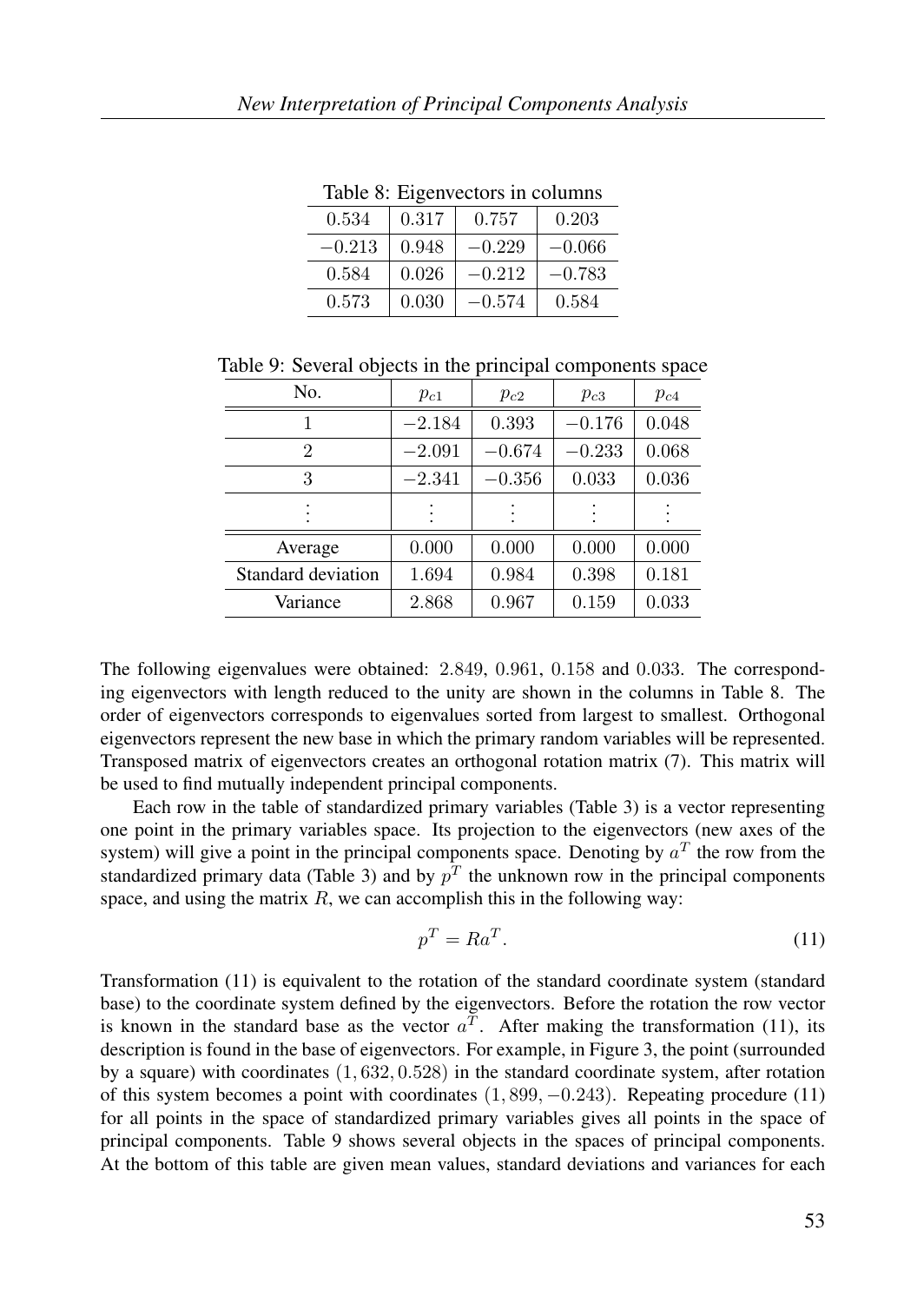Table 8: Eigenvectors in columns

| | | | |
|---|---|---|---|
| $0.534$ | $0.317$ | $0.757$ | $0.203$ |
| $-0.213$ | $0.948$ | $-0.229$ | $-0.066$ |
| $0.584$ | $0.026$ | $-0.212$ | $-0.783$ |
| $0.573$ | $0.030$ | $-0.574$ | $0.584$ |

Table 9: Several objects in the principal components space

| No. | $p_{c1}$ | $p_{c2}$ | $p_{c3}$ | $p_{c4}$ |
|---|---|---|---|---|
| 1 | $-2.184$ | $0.393$ | $-0.176$ | $0.048$ |
| 2 | $-2.091$ | $-0.674$ | $-0.233$ | $0.068$ |
| 3 | $-2.341$ | $-0.356$ | $0.033$ | $0.036$ |
| ⋮ | ⋮ | ⋮ | ⋮ | ⋮ |
| Average | $0.000$ | $0.000$ | $0.000$ | $0.000$ |
| Standard deviation | $1.694$ | $0.984$ | $0.398$ | $0.181$ |
| Variance | $2.868$ | $0.967$ | $0.159$ | $0.033$ |

The following eigenvalues were obtained: $2.849$, $0.961$, $0.158$ and $0.033$. The corresponding eigenvectors with length reduced to the unity are shown in the columns in Table 8. The order of eigenvectors corresponds to eigenvalues sorted from largest to smallest. Orthogonal eigenvectors represent the new base in which the primary random variables will be represented. Transposed matrix of eigenvectors creates an orthogonal rotation matrix (7). This matrix will be used to find mutually independent principal components.

Each row in the table of standardized primary variables (Table 3) is a vector representing one point in the primary variables space. Its projection to the eigenvectors (new axes of the system) will give a point in the principal components space. Denoting by $a^T$ the row from the standardized primary data (Table 3) and by $p^T$ the unknown row in the principal components space, and using the matrix $R$, we can accomplish this in the following way:

$$p^T = Ra^T. \tag{11}$$

Transformation (11) is equivalent to the rotation of the standard coordinate system (standard base) to the coordinate system defined by the eigenvectors. Before the rotation the row vector is known in the standard base as the vector $a^T$. After making the transformation (11), its description is found in the base of eigenvectors. For example, in Figure 3, the point (surrounded by a square) with coordinates $(1,632, 0.528)$ in the standard coordinate system, after rotation of this system becomes a point with coordinates $(1,899, -0.243)$. Repeating procedure (11) for all points in the space of standardized primary variables gives all points in the space of principal components. Table 9 shows several objects in the spaces of principal components. At the bottom of this table are given mean values, standard deviations and variances for each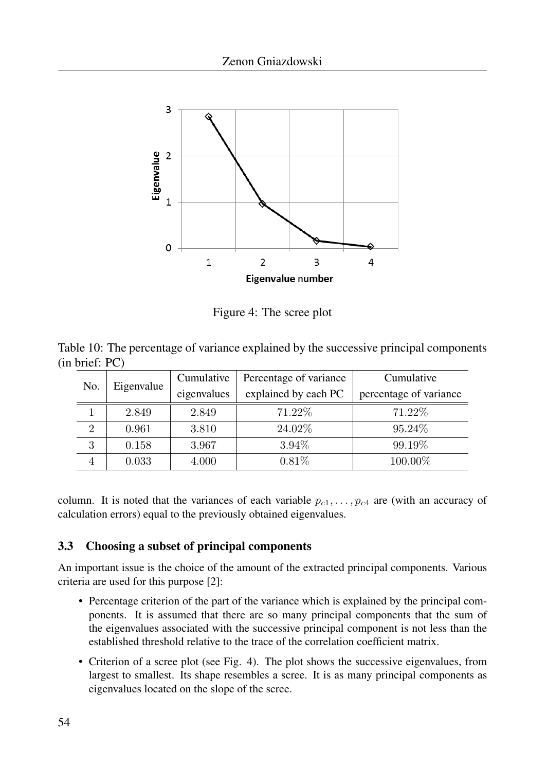Figure 4: The scree plot

Table 10: The percentage of variance explained by the successive principal components (in brief: PC)

| No. | Eigenvalue | Cumulative eigenvalues | Percentage of variance explained by each PC | Cumulative percentage of variance |
|---|---|---|---|---|
| 1 | 2.849 | 2.849 | 71.22% | 71.22% |
| 2 | 0.961 | 3.810 | 24.02% | 95.24% |
| 3 | 0.158 | 3.967 | 3.94% | 99.19% |
| 4 | 0.033 | 4.000 | 0.81% | 100.00% |

column. It is noted that the variances of each variable $p_{c1}, \ldots, p_{c4}$ are (with an accuracy of calculation errors) equal to the previously obtained eigenvalues.

### 3.3 Choosing a subset of principal components

An important issue is the choice of the amount of the extracted principal components. Various criteria are used for this purpose [2]:

- Percentage criterion of the part of the variance which is explained by the principal components. It is assumed that there are so many principal components that the sum of the eigenvalues associated with the successive principal component is not less than the established threshold relative to the trace of the correlation coefficient matrix.
- Criterion of a scree plot (see Fig. 4). The plot shows the successive eigenvalues, from largest to smallest. Its shape resembles a scree. It is as many principal components as eigenvalues located on the slope of the scree.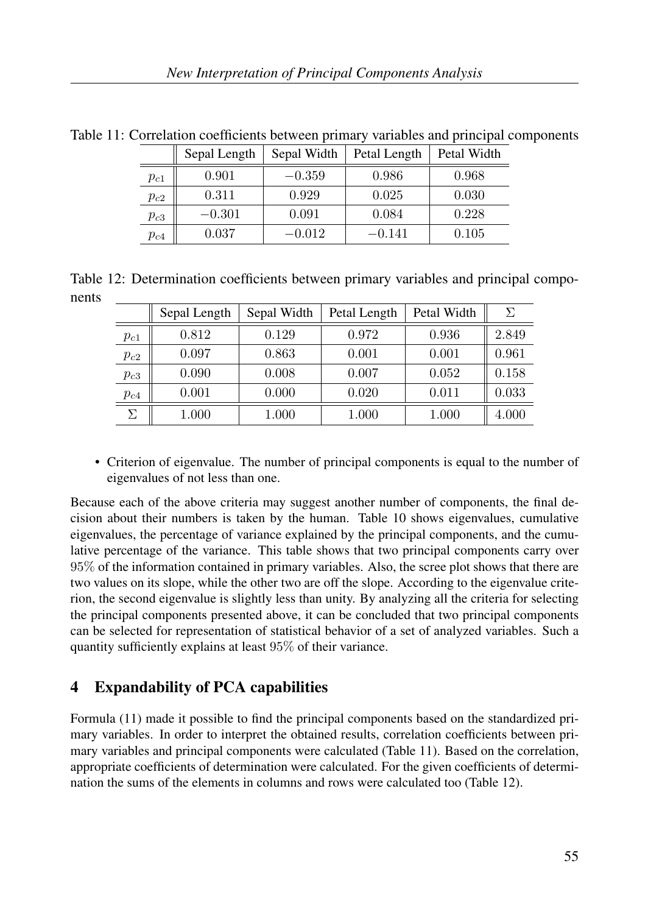Table 11: Correlation coefficients between primary variables and principal components

| | Sepal Length | Sepal Width | Petal Length | Petal Width |
|---|---|---|---|---|
| $p_{c1}$ | $0.901$ | $-0.359$ | $0.986$ | $0.968$ |
| $p_{c2}$ | $0.311$ | $0.929$ | $0.025$ | $0.030$ |
| $p_{c3}$ | $-0.301$ | $0.091$ | $0.084$ | $0.228$ |
| $p_{c4}$ | $0.037$ | $-0.012$ | $-0.141$ | $0.105$ |

Table 12: Determination coefficients between primary variables and principal components

| | Sepal Length | Sepal Width | Petal Length | Petal Width | $\Sigma$ |
|---|---|---|---|---|---|
| $p_{c1}$ | $0.812$ | $0.129$ | $0.972$ | $0.936$ | $2.849$ |
| $p_{c2}$ | $0.097$ | $0.863$ | $0.001$ | $0.001$ | $0.961$ |
| $p_{c3}$ | $0.090$ | $0.008$ | $0.007$ | $0.052$ | $0.158$ |
| $p_{c4}$ | $0.001$ | $0.000$ | $0.020$ | $0.011$ | $0.033$ |
| $\Sigma$ | $1.000$ | $1.000$ | $1.000$ | $1.000$ | $4.000$ |

- Criterion of eigenvalue. The number of principal components is equal to the number of eigenvalues of not less than one.

Because each of the above criteria may suggest another number of components, the final decision about their numbers is taken by the human. Table 10 shows eigenvalues, cumulative eigenvalues, the percentage of variance explained by the principal components, and the cumulative percentage of the variance. This table shows that two principal components carry over $95\%$ of the information contained in primary variables. Also, the scree plot shows that there are two values on its slope, while the other two are off the slope. According to the eigenvalue criterion, the second eigenvalue is slightly less than unity. By analyzing all the criteria for selecting the principal components presented above, it can be concluded that two principal components can be selected for representation of statistical behavior of a set of analyzed variables. Such a quantity sufficiently explains at least $95\%$ of their variance.

## 4 Expandability of PCA capabilities

Formula (11) made it possible to find the principal components based on the standardized primary variables. In order to interpret the obtained results, correlation coefficients between primary variables and principal components were calculated (Table 11). Based on the correlation, appropriate coefficients of determination were calculated. For the given coefficients of determination the sums of the elements in columns and rows were calculated too (Table 12).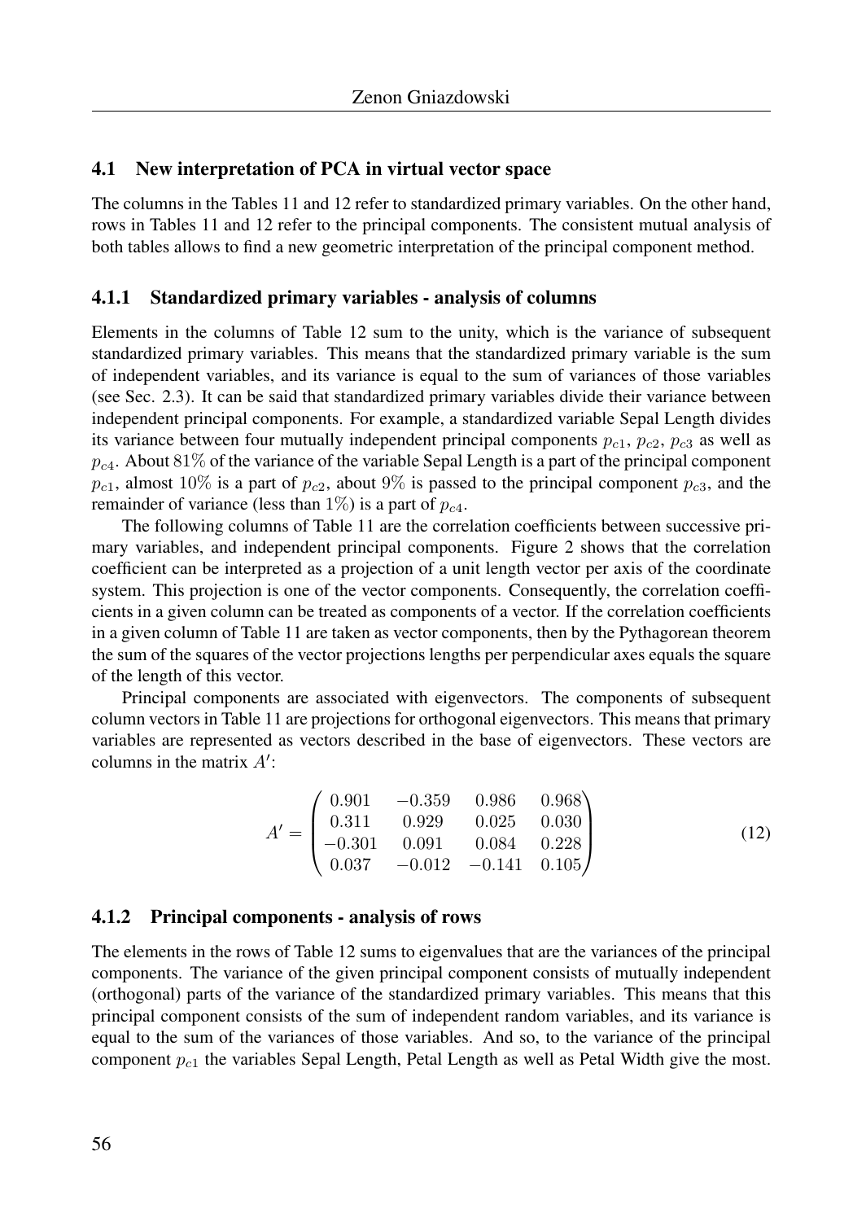### 4.1 New interpretation of PCA in virtual vector space

The columns in the Tables 11 and 12 refer to standardized primary variables. On the other hand, rows in Tables 11 and 12 refer to the principal components. The consistent mutual analysis of both tables allows to find a new geometric interpretation of the principal component method.

#### 4.1.1 Standardized primary variables - analysis of columns

Elements in the columns of Table 12 sum to the unity, which is the variance of subsequent standardized primary variables. This means that the standardized primary variable is the sum of independent variables, and its variance is equal to the sum of variances of those variables (see Sec. 2.3). It can be said that standardized primary variables divide their variance between independent principal components. For example, a standardized variable Sepal Length divides its variance between four mutually independent principal components $p_{c1}$, $p_{c2}$, $p_{c3}$ as well as $p_{c4}$. About 81% of the variance of the variable Sepal Length is a part of the principal component $p_{c1}$, almost 10% is a part of $p_{c2}$, about 9% is passed to the principal component $p_{c3}$, and the remainder of variance (less than 1%) is a part of $p_{c4}$.

The following columns of Table 11 are the correlation coefficients between successive primary variables, and independent principal components. Figure 2 shows that the correlation coefficient can be interpreted as a projection of a unit length vector per axis of the coordinate system. This projection is one of the vector components. Consequently, the correlation coefficients in a given column can be treated as components of a vector. If the correlation coefficients in a given column of Table 11 are taken as vector components, then by the Pythagorean theorem the sum of the squares of the vector projections lengths per perpendicular axes equals the square of the length of this vector.

Principal components are associated with eigenvectors. The components of subsequent column vectors in Table 11 are projections for orthogonal eigenvectors. This means that primary variables are represented as vectors described in the base of eigenvectors. These vectors are columns in the matrix $A'$:

$$A' = \begin{pmatrix} 0.901 & -0.359 & 0.986 & 0.968 \\ 0.311 & 0.929 & 0.025 & 0.030 \\ -0.301 & 0.091 & 0.084 & 0.228 \\ 0.037 & -0.012 & -0.141 & 0.105 \end{pmatrix} \tag{12}$$

#### 4.1.2 Principal components - analysis of rows

The elements in the rows of Table 12 sums to eigenvalues that are the variances of the principal components. The variance of the given principal component consists of mutually independent (orthogonal) parts of the variance of the standardized primary variables. This means that this principal component consists of the sum of independent random variables, and its variance is equal to the sum of the variances of those variables. And so, to the variance of the principal component $p_{c1}$ the variables Sepal Length, Petal Length as well as Petal Width give the most.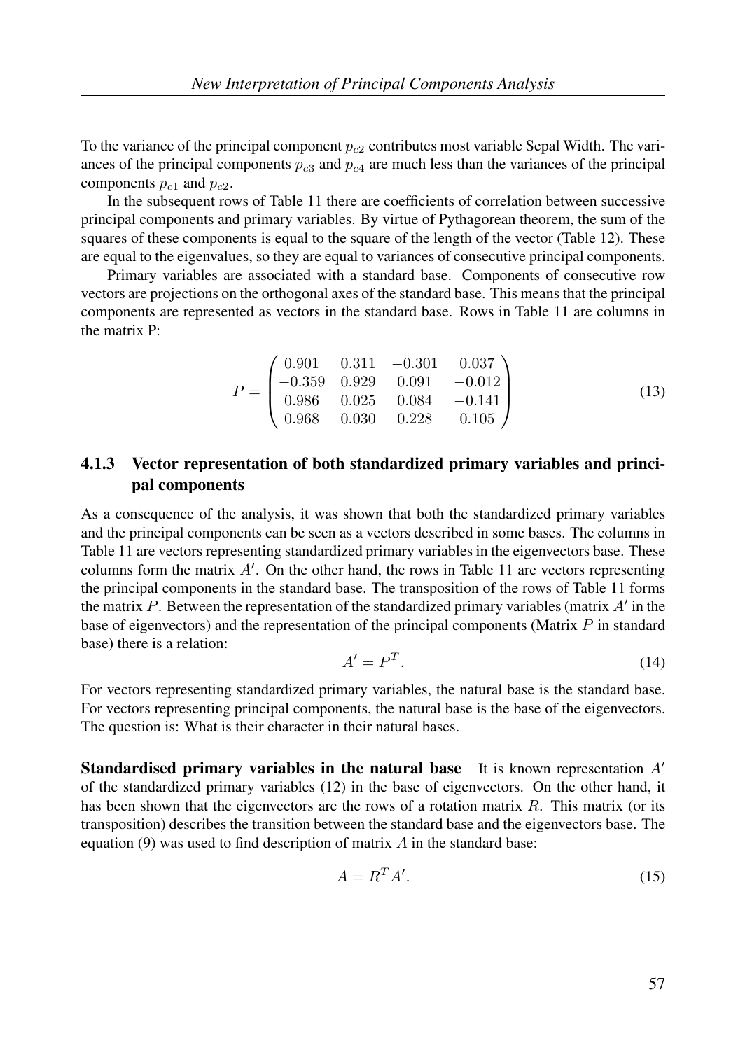To the variance of the principal component $p_{c2}$ contributes most variable Sepal Width. The variances of the principal components $p_{c3}$ and $p_{c4}$ are much less than the variances of the principal components $p_{c1}$ and $p_{c2}$.

In the subsequent rows of Table 11 there are coefficients of correlation between successive principal components and primary variables. By virtue of Pythagorean theorem, the sum of the squares of these components is equal to the square of the length of the vector (Table 12). These are equal to the eigenvalues, so they are equal to variances of consecutive principal components.

Primary variables are associated with a standard base. Components of consecutive row vectors are projections on the orthogonal axes of the standard base. This means that the principal components are represented as vectors in the standard base. Rows in Table 11 are columns in the matrix P:

$$P = \begin{pmatrix} 0.901 & 0.311 & -0.301 & 0.037 \\ -0.359 & 0.929 & 0.091 & -0.012 \\ 0.986 & 0.025 & 0.084 & -0.141 \\ 0.968 & 0.030 & 0.228 & 0.105 \end{pmatrix} \tag{13}$$

### 4.1.3 Vector representation of both standardized primary variables and principal components

As a consequence of the analysis, it was shown that both the standardized primary variables and the principal components can be seen as a vectors described in some bases. The columns in Table 11 are vectors representing standardized primary variables in the eigenvectors base. These columns form the matrix $A'$. On the other hand, the rows in Table 11 are vectors representing the principal components in the standard base. The transposition of the rows of Table 11 forms the matrix $P$. Between the representation of the standardized primary variables (matrix $A'$ in the base of eigenvectors) and the representation of the principal components (Matrix $P$ in standard base) there is a relation:

$$A' = P^T. \tag{14}$$

For vectors representing standardized primary variables, the natural base is the standard base. For vectors representing principal components, the natural base is the base of the eigenvectors. The question is: What is their character in their natural bases.

**Standardised primary variables in the natural base** It is known representation $A'$ of the standardized primary variables (12) in the base of eigenvectors. On the other hand, it has been shown that the eigenvectors are the rows of a rotation matrix $R$. This matrix (or its transposition) describes the transition between the standard base and the eigenvectors base. The equation (9) was used to find description of matrix $A$ in the standard base:

$$A = R^T A'. \tag{15}$$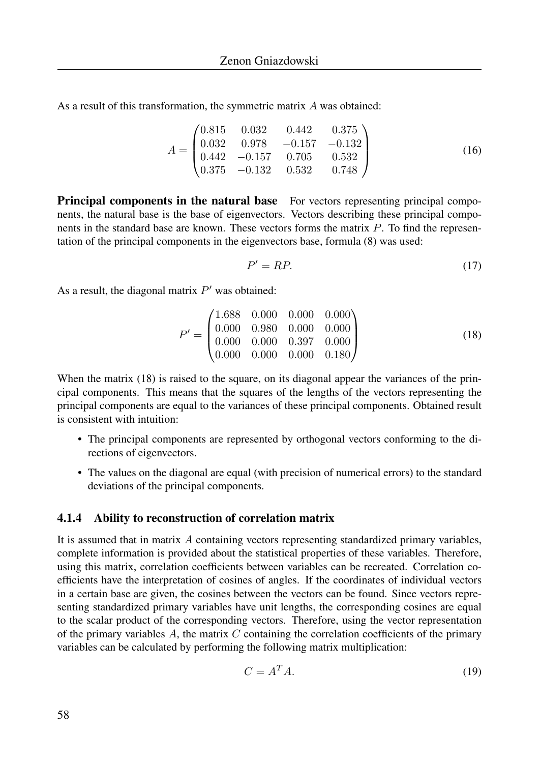As a result of this transformation, the symmetric matrix $A$ was obtained:

$$A = \begin{pmatrix} 0.815 & 0.032 & 0.442 & 0.375 \\ 0.032 & 0.978 & -0.157 & -0.132 \\ 0.442 & -0.157 & 0.705 & 0.532 \\ 0.375 & -0.132 & 0.532 & 0.748 \end{pmatrix} \tag{16}$$

**Principal components in the natural base** For vectors representing principal components, the natural base is the base of eigenvectors. Vectors describing these principal components in the standard base are known. These vectors forms the matrix $P$. To find the representation of the principal components in the eigenvectors base, formula (8) was used:

$$P' = RP. \tag{17}$$

As a result, the diagonal matrix $P'$ was obtained:

$$P' = \begin{pmatrix} 1.688 & 0.000 & 0.000 & 0.000 \\ 0.000 & 0.980 & 0.000 & 0.000 \\ 0.000 & 0.000 & 0.397 & 0.000 \\ 0.000 & 0.000 & 0.000 & 0.180 \end{pmatrix} \tag{18}$$

When the matrix (18) is raised to the square, on its diagonal appear the variances of the principal components. This means that the squares of the lengths of the vectors representing the principal components are equal to the variances of these principal components. Obtained result is consistent with intuition:

- The principal components are represented by orthogonal vectors conforming to the directions of eigenvectors.
- The values on the diagonal are equal (with precision of numerical errors) to the standard deviations of the principal components.

### 4.1.4 Ability to reconstruction of correlation matrix

It is assumed that in matrix $A$ containing vectors representing standardized primary variables, complete information is provided about the statistical properties of these variables. Therefore, using this matrix, correlation coefficients between variables can be recreated. Correlation coefficients have the interpretation of cosines of angles. If the coordinates of individual vectors in a certain base are given, the cosines between the vectors can be found. Since vectors representing standardized primary variables have unit lengths, the corresponding cosines are equal to the scalar product of the corresponding vectors. Therefore, using the vector representation of the primary variables $A$, the matrix $C$ containing the correlation coefficients of the primary variables can be calculated by performing the following matrix multiplication:

$$C = A^T A. \tag{19}$$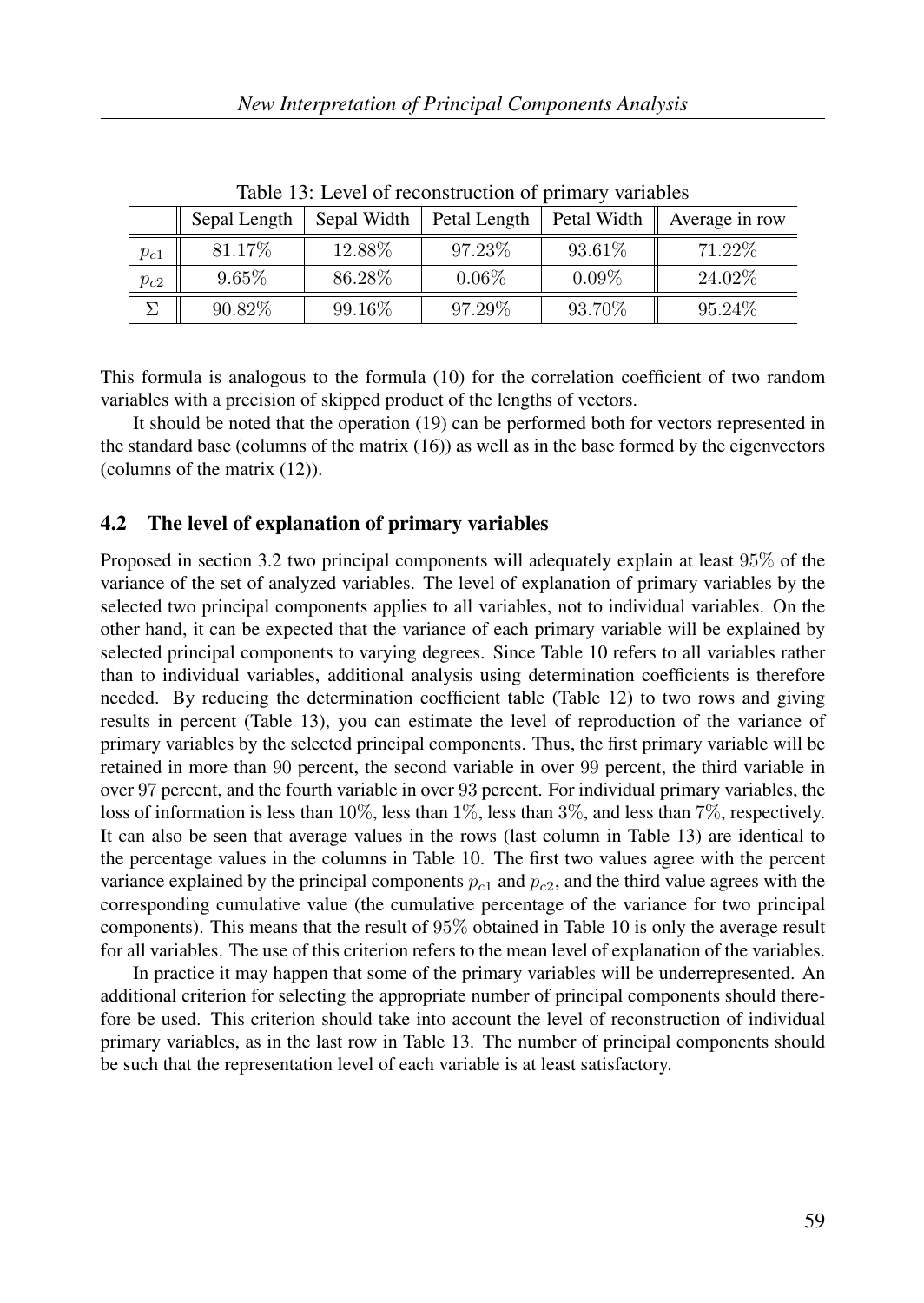Table 13: Level of reconstruction of primary variables

| | Sepal Length | Sepal Width | Petal Length | Petal Width | Average in row |
|---|---|---|---|---|---|
| $p_{c1}$ | 81.17% | 12.88% | 97.23% | 93.61% | 71.22% |
| $p_{c2}$ | 9.65% | 86.28% | 0.06% | 0.09% | 24.02% |
| $\Sigma$ | 90.82% | 99.16% | 97.29% | 93.70% | 95.24% |

This formula is analogous to the formula (10) for the correlation coefficient of two random variables with a precision of skipped product of the lengths of vectors.

It should be noted that the operation (19) can be performed both for vectors represented in the standard base (columns of the matrix (16)) as well as in the base formed by the eigenvectors (columns of the matrix (12)).

### 4.2 The level of explanation of primary variables

Proposed in section 3.2 two principal components will adequately explain at least $95\%$ of the variance of the set of analyzed variables. The level of explanation of primary variables by the selected two principal components applies to all variables, not to individual variables. On the other hand, it can be expected that the variance of each primary variable will be explained by selected principal components to varying degrees. Since Table 10 refers to all variables rather than to individual variables, additional analysis using determination coefficients is therefore needed. By reducing the determination coefficient table (Table 12) to two rows and giving results in percent (Table 13), you can estimate the level of reproduction of the variance of primary variables by the selected principal components. Thus, the first primary variable will be retained in more than $90$ percent, the second variable in over $99$ percent, the third variable in over $97$ percent, and the fourth variable in over $93$ percent. For individual primary variables, the loss of information is less than $10\%$, less than $1\%$, less than $3\%$, and less than $7\%$, respectively. It can also be seen that average values in the rows (last column in Table 13) are identical to the percentage values in the columns in Table 10. The first two values agree with the percent variance explained by the principal components $p_{c1}$ and $p_{c2}$, and the third value agrees with the corresponding cumulative value (the cumulative percentage of the variance for two principal components). This means that the result of $95\%$ obtained in Table 10 is only the average result for all variables. The use of this criterion refers to the mean level of explanation of the variables.

In practice it may happen that some of the primary variables will be underrepresented. An additional criterion for selecting the appropriate number of principal components should therefore be used. This criterion should take into account the level of reconstruction of individual primary variables, as in the last row in Table 13. The number of principal components should be such that the representation level of each variable is at least satisfactory.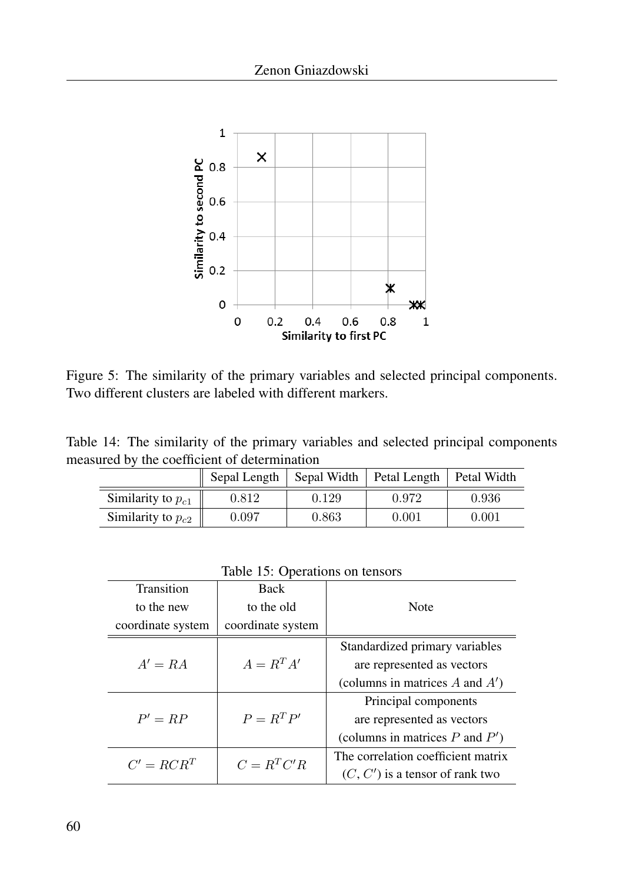Figure 5: The similarity of the primary variables and selected principal components. Two different clusters are labeled with different markers.

Table 14: The similarity of the primary variables and selected principal components measured by the coefficient of determination

| | Sepal Length | Sepal Width | Petal Length | Petal Width |
|---|---|---|---|---|
| Similarity to $p_{c1}$ | 0.812 | 0.129 | 0.972 | 0.936 |
| Similarity to $p_{c2}$ | 0.097 | 0.863 | 0.001 | 0.001 |

Table 15: Operations on tensors

| Transition to the new coordinate system | Back to the old coordinate system | Note |
|---|---|---|
| $A' = RA$ | $A = R^T A'$ | Standardized primary variables are represented as vectors (columns in matrices $A$ and $A'$) |
| $P' = RP$ | $P = R^T P'$ | Principal components are represented as vectors (columns in matrices $P$ and $P'$) |
| $C' = RCR^T$ | $C = R^T C' R$ | The correlation coefficient matrix ($C$, $C'$) is a tensor of rank two |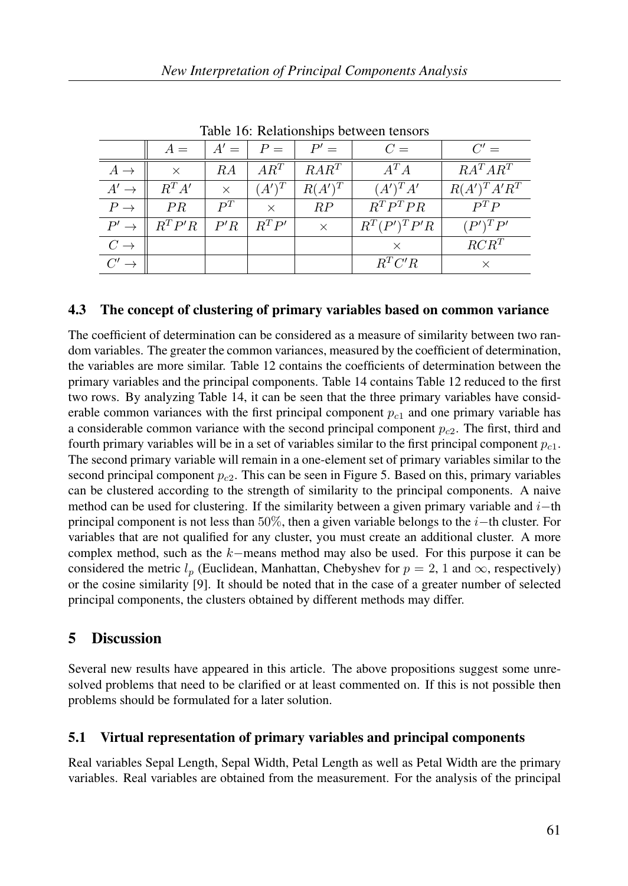Table 16: Relationships between tensors

| | $A =$ | $A' =$ | $P =$ | $P' =$ | $C =$ | $C' =$ |
|---|---|---|---|---|---|---|
| $A \rightarrow$ | $\times$ | $RA$ | $AR^T$ | $RAR^T$ | $A^T A$ | $RA^T AR^T$ |
| $A' \rightarrow$ | $R^T A'$ | $\times$ | $(A')^T$ | $R(A')^T$ | $(A')^T A'$ | $R(A')^T A' R^T$ |
| $P \rightarrow$ | $PR$ | $P^T$ | $\times$ | $RP$ | $R^T P^T PR$ | $P^T P$ |
| $P' \rightarrow$ | $R^T P' R$ | $P' R$ | $R^T P'$ | $\times$ | $R^T (P')^T P' R$ | $(P')^T P'$ |
| $C \rightarrow$ | | | | | $\times$ | $RCR^T$ |
| $C' \rightarrow$ | | | | | $R^T C' R$ | $\times$ |

### 4.3 The concept of clustering of primary variables based on common variance

The coefficient of determination can be considered as a measure of similarity between two random variables. The greater the common variances, measured by the coefficient of determination, the variables are more similar. Table 12 contains the coefficients of determination between the primary variables and the principal components. Table 14 contains Table 12 reduced to the first two rows. By analyzing Table 14, it can be seen that the three primary variables have considerable common variances with the first principal component $p_{c1}$ and one primary variable has a considerable common variance with the second principal component $p_{c2}$. The first, third and fourth primary variables will be in a set of variables similar to the first principal component $p_{c1}$. The second primary variable will remain in a one-element set of primary variables similar to the second principal component $p_{c2}$. This can be seen in Figure 5. Based on this, primary variables can be clustered according to the strength of similarity to the principal components. A naive method can be used for clustering. If the similarity between a given primary variable and $i-$th principal component is not less than $50\%$, then a given variable belongs to the $i-$th cluster. For variables that are not qualified for any cluster, you must create an additional cluster. A more complex method, such as the $k-$means method may also be used. For this purpose it can be considered the metric $l_p$ (Euclidean, Manhattan, Chebyshev for $p = 2$, $1$ and $\infty$, respectively) or the cosine similarity [9]. It should be noted that in the case of a greater number of selected principal components, the clusters obtained by different methods may differ.

## 5 Discussion

Several new results have appeared in this article. The above propositions suggest some unresolved problems that need to be clarified or at least commented on. If this is not possible then problems should be formulated for a later solution.

### 5.1 Virtual representation of primary variables and principal components

Real variables Sepal Length, Sepal Width, Petal Length as well as Petal Width are the primary variables. Real variables are obtained from the measurement. For the analysis of the principal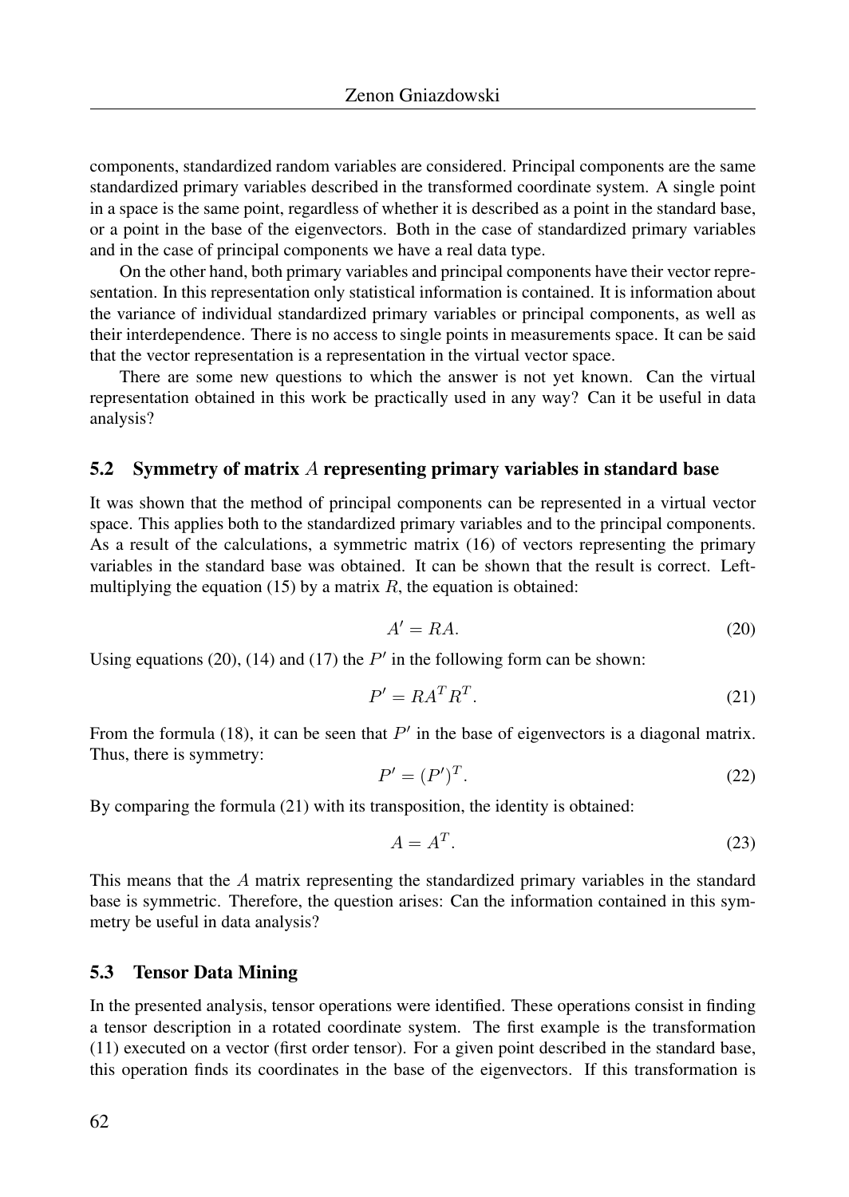components, standardized random variables are considered. Principal components are the same standardized primary variables described in the transformed coordinate system. A single point in a space is the same point, regardless of whether it is described as a point in the standard base, or a point in the base of the eigenvectors. Both in the case of standardized primary variables and in the case of principal components we have a real data type.

On the other hand, both primary variables and principal components have their vector representation. In this representation only statistical information is contained. It is information about the variance of individual standardized primary variables or principal components, as well as their interdependence. There is no access to single points in measurements space. It can be said that the vector representation is a representation in the virtual vector space.

There are some new questions to which the answer is not yet known. Can the virtual representation obtained in this work be practically used in any way? Can it be useful in data analysis?

### 5.2 Symmetry of matrix $A$ representing primary variables in standard base

It was shown that the method of principal components can be represented in a virtual vector space. This applies both to the standardized primary variables and to the principal components. As a result of the calculations, a symmetric matrix (16) of vectors representing the primary variables in the standard base was obtained. It can be shown that the result is correct. Left-multiplying the equation (15) by a matrix $R$, the equation is obtained:

$$A' = RA. \tag{20}$$

Using equations (20), (14) and (17) the $P'$ in the following form can be shown:

$$P' = RA^T R^T. \tag{21}$$

From the formula (18), it can be seen that $P'$ in the base of eigenvectors is a diagonal matrix. Thus, there is symmetry:

$$P' = (P')^T. \tag{22}$$

By comparing the formula (21) with its transposition, the identity is obtained:

$$A = A^T. \tag{23}$$

This means that the $A$ matrix representing the standardized primary variables in the standard base is symmetric. Therefore, the question arises: Can the information contained in this symmetry be useful in data analysis?

### 5.3 Tensor Data Mining

In the presented analysis, tensor operations were identified. These operations consist in finding a tensor description in a rotated coordinate system. The first example is the transformation (11) executed on a vector (first order tensor). For a given point described in the standard base, this operation finds its coordinates in the base of the eigenvectors. If this transformation is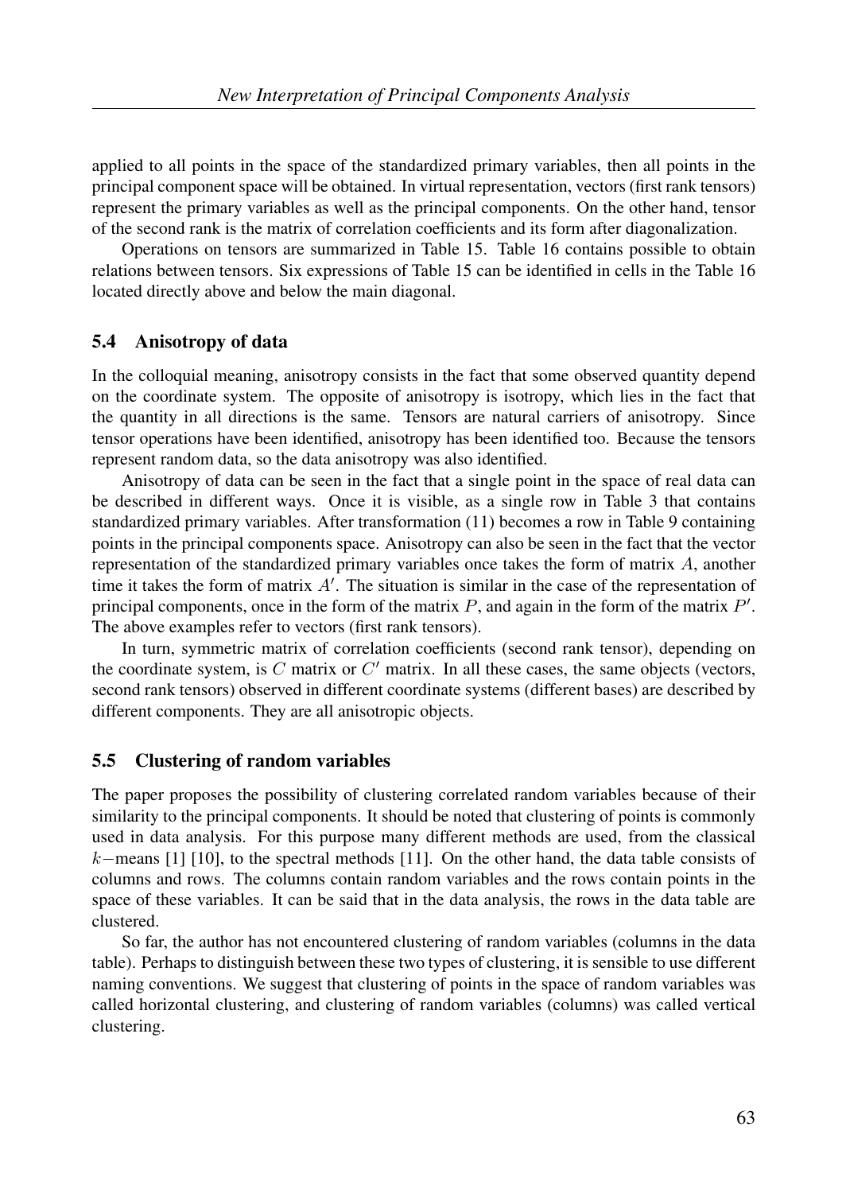applied to all points in the space of the standardized primary variables, then all points in the principal component space will be obtained. In virtual representation, vectors (first rank tensors) represent the primary variables as well as the principal components. On the other hand, tensor of the second rank is the matrix of correlation coefficients and its form after diagonalization.

Operations on tensors are summarized in Table 15. Table 16 contains possible to obtain relations between tensors. Six expressions of Table 15 can be identified in cells in the Table 16 located directly above and below the main diagonal.

### 5.4 Anisotropy of data

In the colloquial meaning, anisotropy consists in the fact that some observed quantity depend on the coordinate system. The opposite of anisotropy is isotropy, which lies in the fact that the quantity in all directions is the same. Tensors are natural carriers of anisotropy. Since tensor operations have been identified, anisotropy has been identified too. Because the tensors represent random data, so the data anisotropy was also identified.

Anisotropy of data can be seen in the fact that a single point in the space of real data can be described in different ways. Once it is visible, as a single row in Table 3 that contains standardized primary variables. After transformation (11) becomes a row in Table 9 containing points in the principal components space. Anisotropy can also be seen in the fact that the vector representation of the standardized primary variables once takes the form of matrix $A$, another time it takes the form of matrix $A'$. The situation is similar in the case of the representation of principal components, once in the form of the matrix $P$, and again in the form of the matrix $P'$. The above examples refer to vectors (first rank tensors).

In turn, symmetric matrix of correlation coefficients (second rank tensor), depending on the coordinate system, is $C$ matrix or $C'$ matrix. In all these cases, the same objects (vectors, second rank tensors) observed in different coordinate systems (different bases) are described by different components. They are all anisotropic objects.

### 5.5 Clustering of random variables

The paper proposes the possibility of clustering correlated random variables because of their similarity to the principal components. It should be noted that clustering of points is commonly used in data analysis. For this purpose many different methods are used, from the classical $k-$means [1] [10], to the spectral methods [11]. On the other hand, the data table consists of columns and rows. The columns contain random variables and the rows contain points in the space of these variables. It can be said that in the data analysis, the rows in the data table are clustered.

So far, the author has not encountered clustering of random variables (columns in the data table). Perhaps to distinguish between these two types of clustering, it is sensible to use different naming conventions. We suggest that clustering of points in the space of random variables was called horizontal clustering, and clustering of random variables (columns) was called vertical clustering.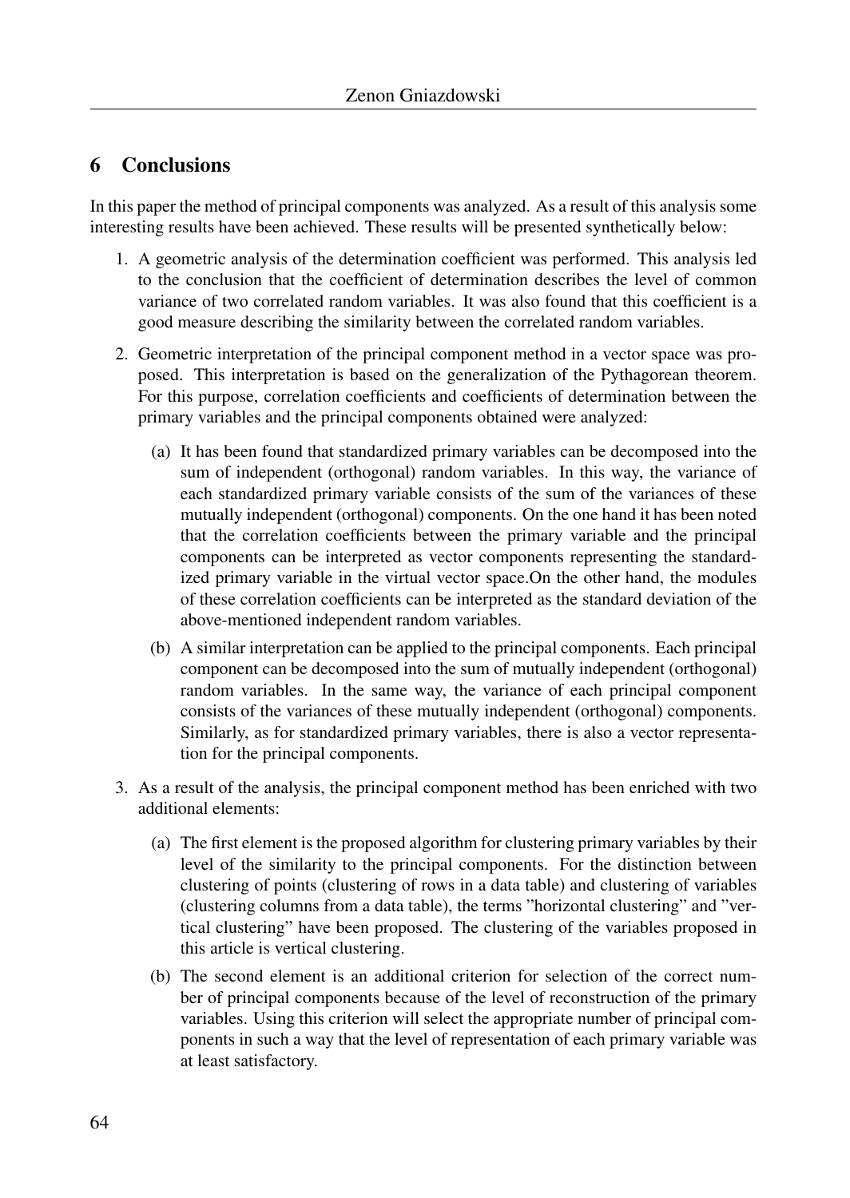## 6 Conclusions

In this paper the method of principal components was analyzed. As a result of this analysis some interesting results have been achieved. These results will be presented synthetically below:

1. A geometric analysis of the determination coefficient was performed. This analysis led to the conclusion that the coefficient of determination describes the level of common variance of two correlated random variables. It was also found that this coefficient is a good measure describing the similarity between the correlated random variables.

2. Geometric interpretation of the principal component method in a vector space was proposed. This interpretation is based on the generalization of the Pythagorean theorem. For this purpose, correlation coefficients and coefficients of determination between the primary variables and the principal components obtained were analyzed:

   (a) It has been found that standardized primary variables can be decomposed into the sum of independent (orthogonal) random variables. In this way, the variance of each standardized primary variable consists of the sum of the variances of these mutually independent (orthogonal) components. On the one hand it has been noted that the correlation coefficients between the primary variable and the principal components can be interpreted as vector components representing the standardized primary variable in the virtual vector space.On the other hand, the modules of these correlation coefficients can be interpreted as the standard deviation of the above-mentioned independent random variables.

   (b) A similar interpretation can be applied to the principal components. Each principal component can be decomposed into the sum of mutually independent (orthogonal) random variables. In the same way, the variance of each principal component consists of the variances of these mutually independent (orthogonal) components. Similarly, as for standardized primary variables, there is also a vector representation for the principal components.

3. As a result of the analysis, the principal component method has been enriched with two additional elements:

   (a) The first element is the proposed algorithm for clustering primary variables by their level of the similarity to the principal components. For the distinction between clustering of points (clustering of rows in a data table) and clustering of variables (clustering columns from a data table), the terms "horizontal clustering" and "vertical clustering" have been proposed. The clustering of the variables proposed in this article is vertical clustering.

   (b) The second element is an additional criterion for selection of the correct number of principal components because of the level of reconstruction of the primary variables. Using this criterion will select the appropriate number of principal components in such a way that the level of representation of each primary variable was at least satisfactory.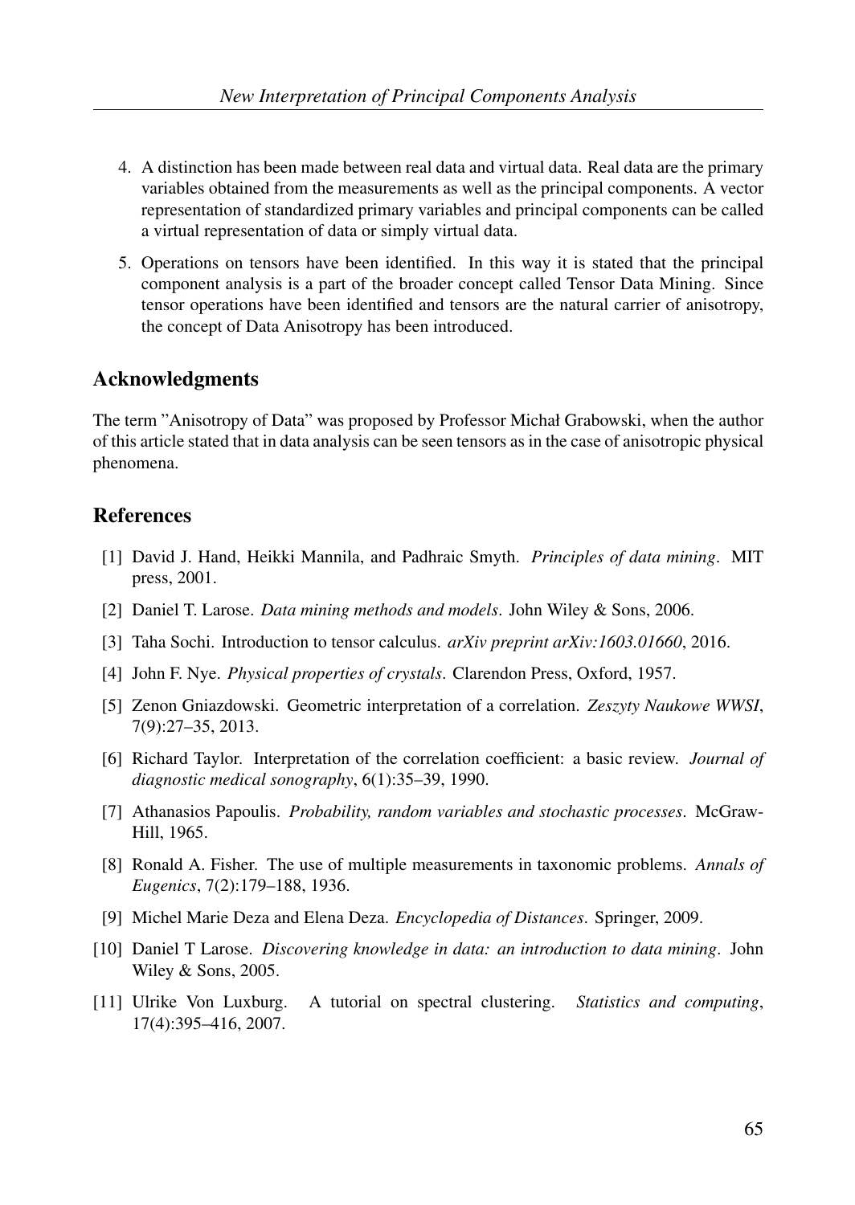4. A distinction has been made between real data and virtual data. Real data are the primary variables obtained from the measurements as well as the principal components. A vector representation of standardized primary variables and principal components can be called a virtual representation of data or simply virtual data.

5. Operations on tensors have been identified. In this way it is stated that the principal component analysis is a part of the broader concept called Tensor Data Mining. Since tensor operations have been identified and tensors are the natural carrier of anisotropy, the concept of Data Anisotropy has been introduced.

## Acknowledgments

The term "Anisotropy of Data" was proposed by Professor Michał Grabowski, when the author of this article stated that in data analysis can be seen tensors as in the case of anisotropic physical phenomena.

## References

[1] David J. Hand, Heikki Mannila, and Padhraic Smyth. *Principles of data mining*. MIT press, 2001.

[2] Daniel T. Larose. *Data mining methods and models*. John Wiley & Sons, 2006.

[3] Taha Sochi. Introduction to tensor calculus. *arXiv preprint arXiv:1603.01660*, 2016.

[4] John F. Nye. *Physical properties of crystals*. Clarendon Press, Oxford, 1957.

[5] Zenon Gniazdowski. Geometric interpretation of a correlation. *Zeszyty Naukowe WWSI*, 7(9):27–35, 2013.

[6] Richard Taylor. Interpretation of the correlation coefficient: a basic review. *Journal of diagnostic medical sonography*, 6(1):35–39, 1990.

[7] Athanasios Papoulis. *Probability, random variables and stochastic processes*. McGraw-Hill, 1965.

[8] Ronald A. Fisher. The use of multiple measurements in taxonomic problems. *Annals of Eugenics*, 7(2):179–188, 1936.

[9] Michel Marie Deza and Elena Deza. *Encyclopedia of Distances*. Springer, 2009.

[10] Daniel T Larose. *Discovering knowledge in data: an introduction to data mining*. John Wiley & Sons, 2005.

[11] Ulrike Von Luxburg. A tutorial on spectral clustering. *Statistics and computing*, 17(4):395–416, 2007.